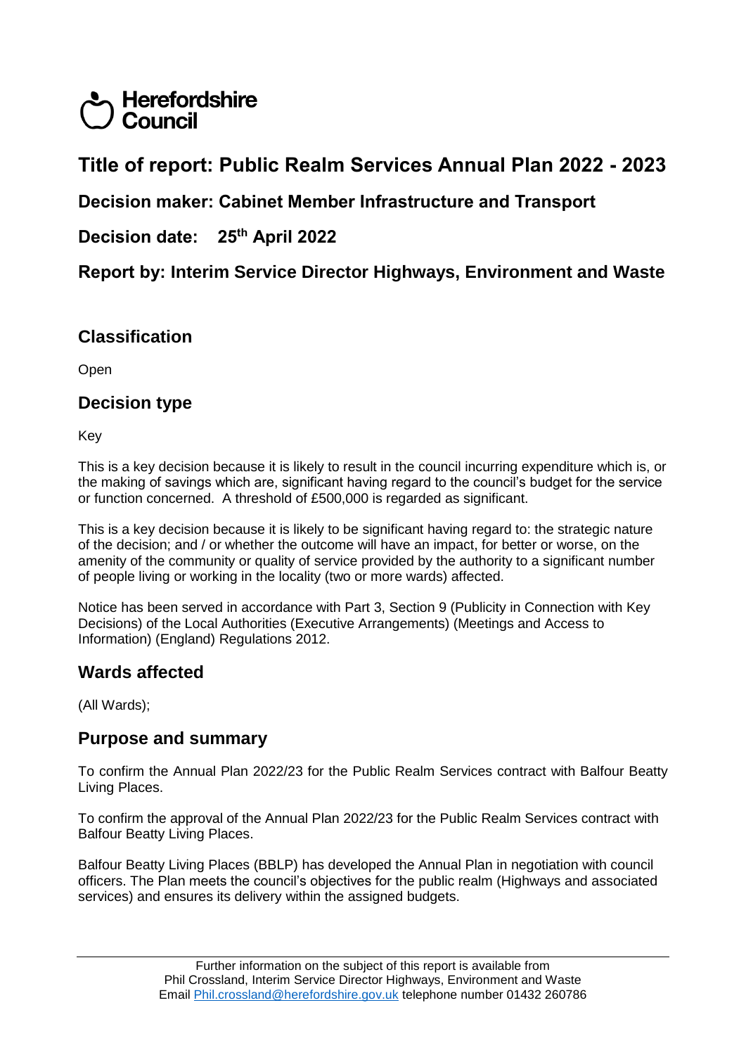Herefordshire Council

# Title of report: Public Realm Services Annual Plan 2022 - 2023

## Decision maker: Cabinet Member Infrastructure and Transport

## Decision date: 25th April 2022

## Report by: Interim Service Director Highways, Environment and Waste

## Classification

Open

## Decision type

Key

This is a key decision because it is likely to result in the council incurring expenditure which is, or the making of savings which are, significant having regard to the council's budget for the service or function concerned. A threshold of £500,000 is regarded as significant.

This is a key decision because it is likely to be significant having regard to: the strategic nature of the decision; and / or whether the outcome will have an impact, for better or worse, on the amenity of the community or quality of service provided by the authority to a significant number of people living or working in the locality (two or more wards) affected.

Notice has been served in accordance with Part 3, Section 9 (Publicity in Connection with Key Decisions) of the Local Authorities (Executive Arrangements) (Meetings and Access to Information) (England) Regulations 2012.

## Wards affected

(All Wards);

## Purpose and summary

To confirm the Annual Plan 2022/23 for the Public Realm Services contract with Balfour Beatty Living Places.

To confirm the approval of the Annual Plan 2022/23 for the Public Realm Services contract with Balfour Beatty Living Places.

Balfour Beatty Living Places (BBLP) has developed the Annual Plan in negotiation with council officers. The Plan meets the council's objectives for the public realm (Highways and associated services) and ensures its delivery within the assigned budgets.

Further information on the subject of this report is available from Phil Crossland, Interim Service Director Highways, Environment and Waste Email Phil.crossland@herefordshire.gov.uk telephone number 01432 260786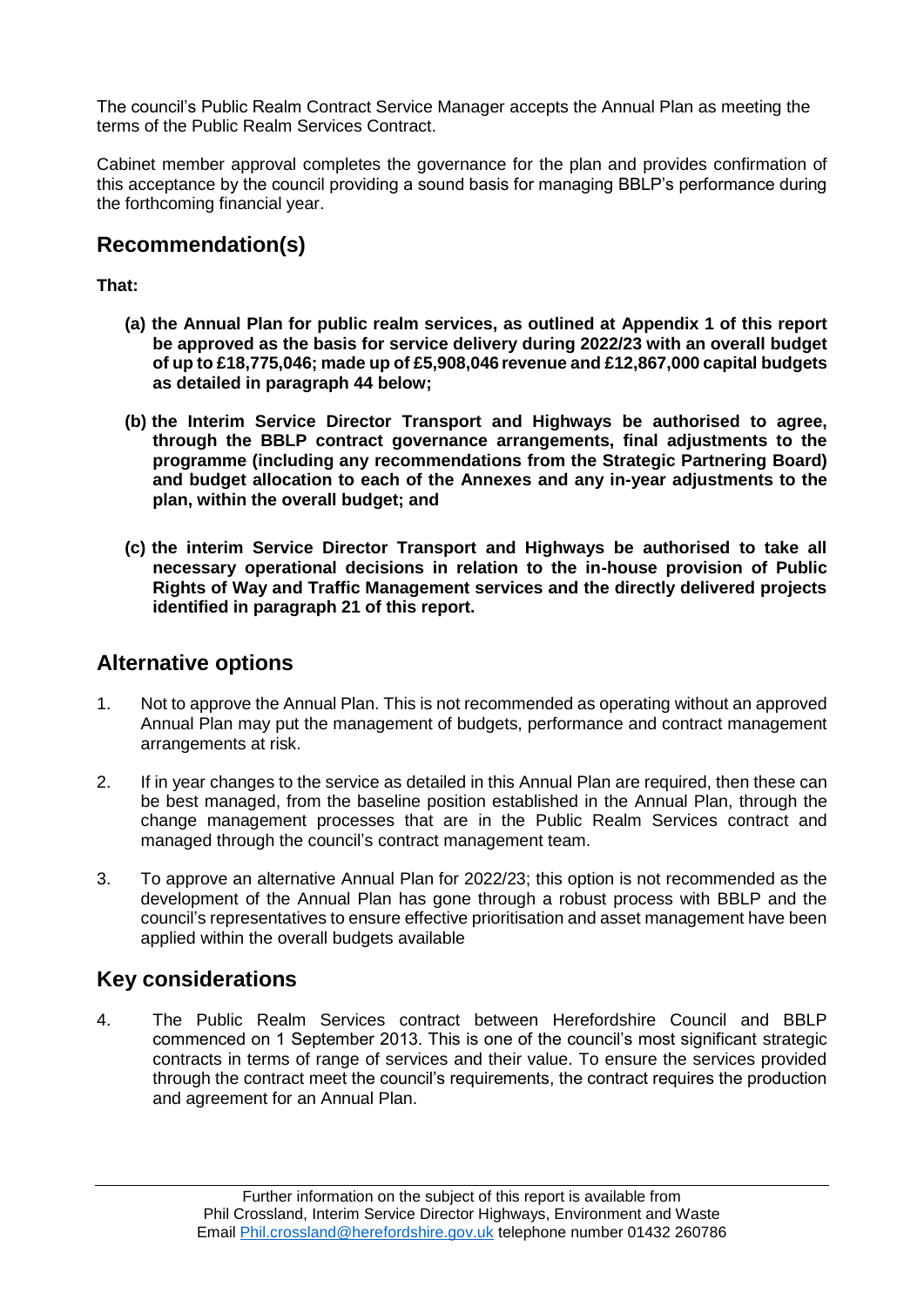The council's Public Realm Contract Service Manager accepts the Annual Plan as meeting the terms of the Public Realm Services Contract.

Cabinet member approval completes the governance for the plan and provides confirmation of this acceptance by the council providing a sound basis for managing BBLP's performance during the forthcoming financial year.

## Recommendation(s)

**That:**

- **(a) the Annual Plan for public realm services, as outlined at Appendix 1 of this report be approved as the basis for service delivery during 2022/23 with an overall budget of up to £18,775,046; made up of £5,908,046 revenue and £12,867,000 capital budgets as detailed in paragraph 44 below;**

- **(b) the Interim Service Director Transport and Highways be authorised to agree, through the BBLP contract governance arrangements, final adjustments to the programme (including any recommendations from the Strategic Partnering Board) and budget allocation to each of the Annexes and any in-year adjustments to the plan, within the overall budget; and**

- **(c) the interim Service Director Transport and Highways be authorised to take all necessary operational decisions in relation to the in-house provision of Public Rights of Way and Traffic Management services and the directly delivered projects identified in paragraph 21 of this report.**

## Alternative options

1. Not to approve the Annual Plan. This is not recommended as operating without an approved Annual Plan may put the management of budgets, performance and contract management arrangements at risk.

2. If in year changes to the service as detailed in this Annual Plan are required, then these can be best managed, from the baseline position established in the Annual Plan, through the change management processes that are in the Public Realm Services contract and managed through the council's contract management team.

3. To approve an alternative Annual Plan for 2022/23; this option is not recommended as the development of the Annual Plan has gone through a robust process with BBLP and the council's representatives to ensure effective prioritisation and asset management have been applied within the overall budgets available

## Key considerations

4. The Public Realm Services contract between Herefordshire Council and BBLP commenced on 1 September 2013. This is one of the council's most significant strategic contracts in terms of range of services and their value. To ensure the services provided through the contract meet the council's requirements, the contract requires the production and agreement for an Annual Plan.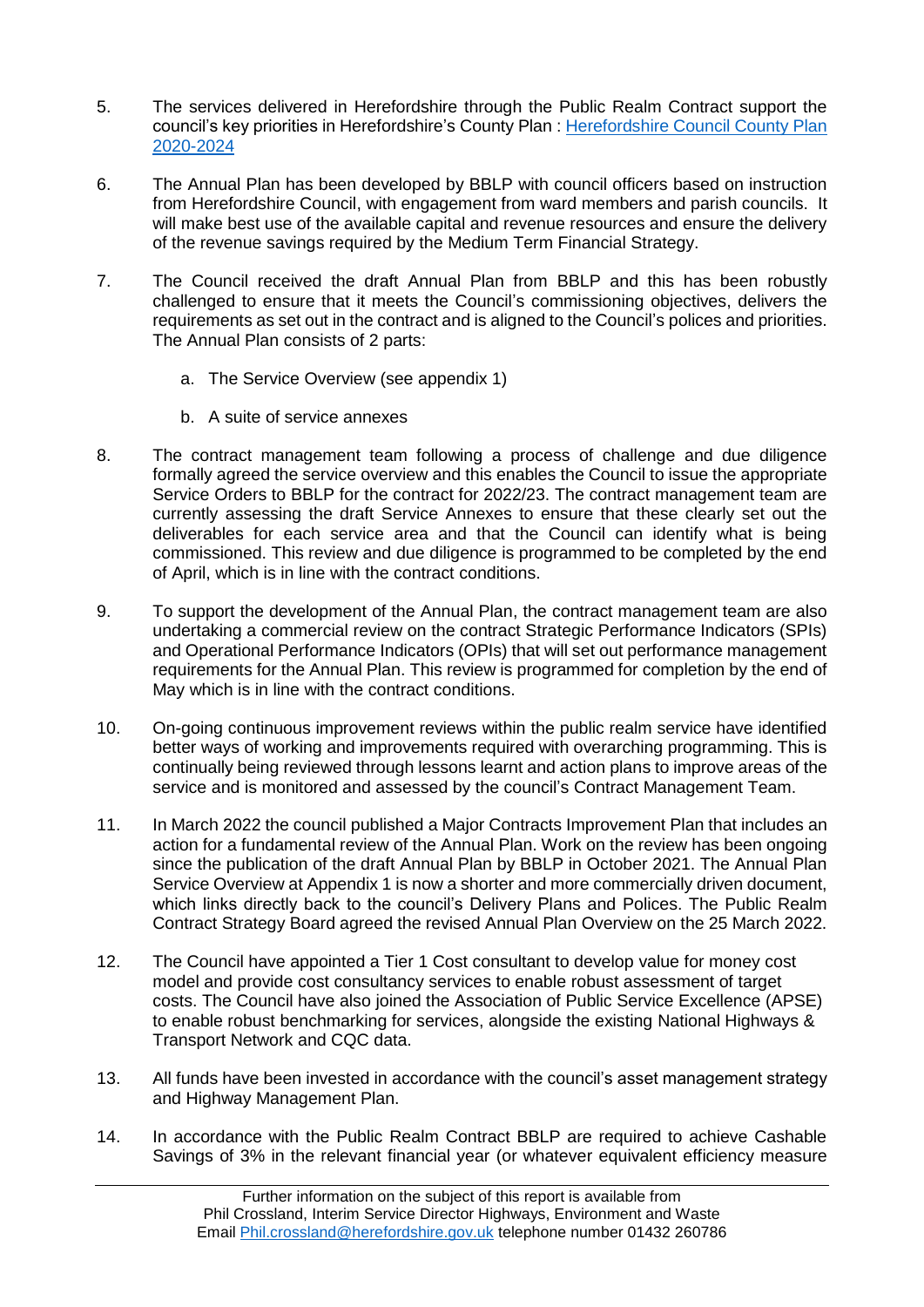5. The services delivered in Herefordshire through the Public Realm Contract support the council's key priorities in Herefordshire's County Plan : [Herefordshire Council County Plan 2020-2024](Herefordshire Council County Plan 2020-2024)

6. The Annual Plan has been developed by BBLP with council officers based on instruction from Herefordshire Council, with engagement from ward members and parish councils. It will make best use of the available capital and revenue resources and ensure the delivery of the revenue savings required by the Medium Term Financial Strategy.

7. The Council received the draft Annual Plan from BBLP and this has been robustly challenged to ensure that it meets the Council's commissioning objectives, delivers the requirements as set out in the contract and is aligned to the Council's polices and priorities. The Annual Plan consists of 2 parts:

   a. The Service Overview (see appendix 1)

   b. A suite of service annexes

8. The contract management team following a process of challenge and due diligence formally agreed the service overview and this enables the Council to issue the appropriate Service Orders to BBLP for the contract for 2022/23. The contract management team are currently assessing the draft Service Annexes to ensure that these clearly set out the deliverables for each service area and that the Council can identify what is being commissioned. This review and due diligence is programmed to be completed by the end of April, which is in line with the contract conditions.

9. To support the development of the Annual Plan, the contract management team are also undertaking a commercial review on the contract Strategic Performance Indicators (SPIs) and Operational Performance Indicators (OPIs) that will set out performance management requirements for the Annual Plan. This review is programmed for completion by the end of May which is in line with the contract conditions.

10. On-going continuous improvement reviews within the public realm service have identified better ways of working and improvements required with overarching programming. This is continually being reviewed through lessons learnt and action plans to improve areas of the service and is monitored and assessed by the council's Contract Management Team.

11. In March 2022 the council published a Major Contracts Improvement Plan that includes an action for a fundamental review of the Annual Plan. Work on the review has been ongoing since the publication of the draft Annual Plan by BBLP in October 2021. The Annual Plan Service Overview at Appendix 1 is now a shorter and more commercially driven document, which links directly back to the council's Delivery Plans and Polices. The Public Realm Contract Strategy Board agreed the revised Annual Plan Overview on the 25 March 2022.

12. The Council have appointed a Tier 1 Cost consultant to develop value for money cost model and provide cost consultancy services to enable robust assessment of target costs. The Council have also joined the Association of Public Service Excellence (APSE) to enable robust benchmarking for services, alongside the existing National Highways & Transport Network and CQC data.

13. All funds have been invested in accordance with the council's asset management strategy and Highway Management Plan.

14. In accordance with the Public Realm Contract BBLP are required to achieve Cashable Savings of 3% in the relevant financial year (or whatever equivalent efficiency measure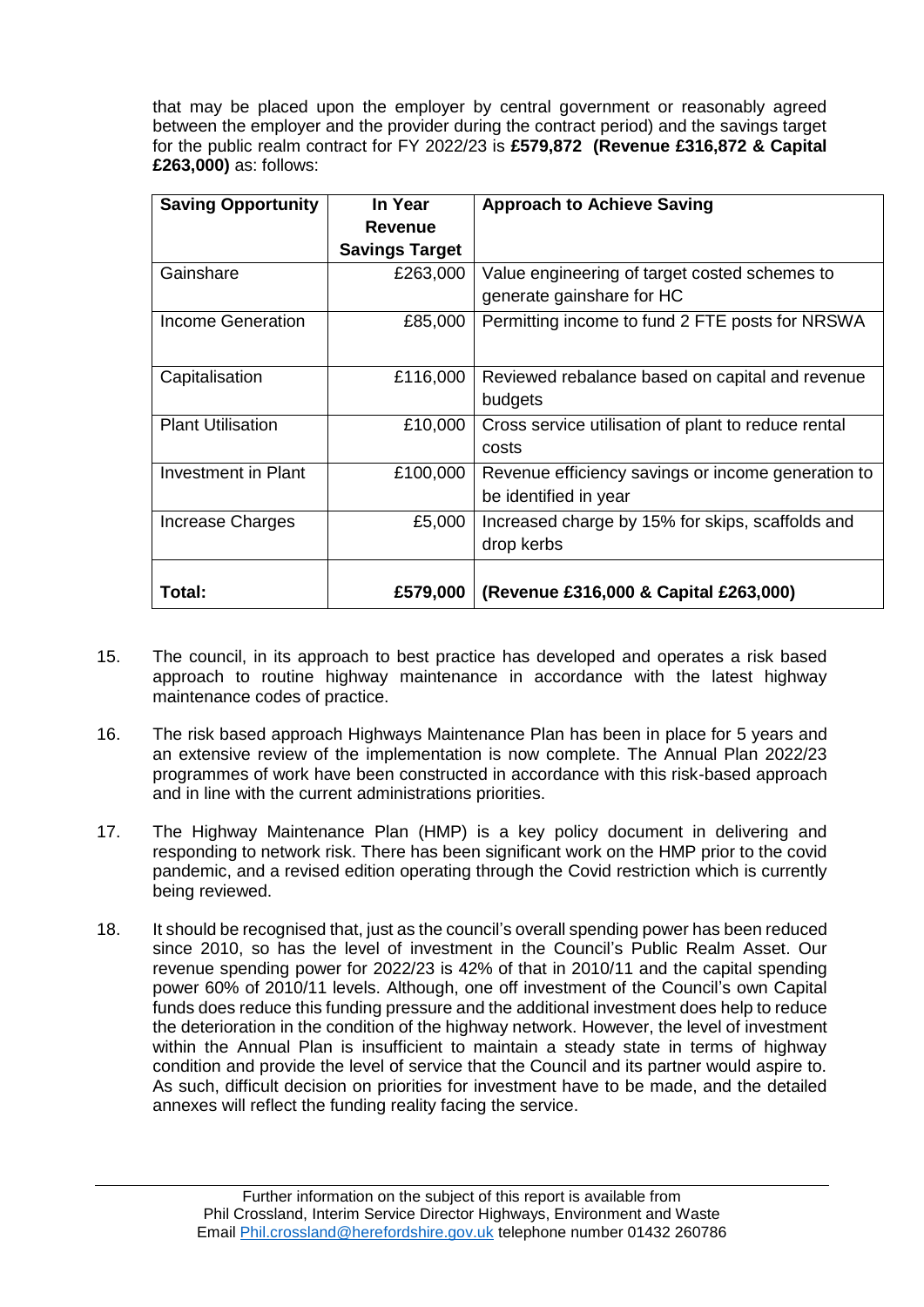that may be placed upon the employer by central government or reasonably agreed between the employer and the provider during the contract period) and the savings target for the public realm contract for FY 2022/23 is **£579,872 (Revenue £316,872 & Capital £263,000)** as: follows:

| Saving Opportunity | In Year Revenue Savings Target | Approach to Achieve Saving |
|---|---|---|
| Gainshare | £263,000 | Value engineering of target costed schemes to generate gainshare for HC |
| Income Generation | £85,000 | Permitting income to fund 2 FTE posts for NRSWA |
| Capitalisation | £116,000 | Reviewed rebalance based on capital and revenue budgets |
| Plant Utilisation | £10,000 | Cross service utilisation of plant to reduce rental costs |
| Investment in Plant | £100,000 | Revenue efficiency savings or income generation to be identified in year |
| Increase Charges | £5,000 | Increased charge by 15% for skips, scaffolds and drop kerbs |
| **Total:** | **£579,000** | **(Revenue £316,000 & Capital £263,000)** |

15. The council, in its approach to best practice has developed and operates a risk based approach to routine highway maintenance in accordance with the latest highway maintenance codes of practice.

16. The risk based approach Highways Maintenance Plan has been in place for 5 years and an extensive review of the implementation is now complete. The Annual Plan 2022/23 programmes of work have been constructed in accordance with this risk-based approach and in line with the current administrations priorities.

17. The Highway Maintenance Plan (HMP) is a key policy document in delivering and responding to network risk. There has been significant work on the HMP prior to the covid pandemic, and a revised edition operating through the Covid restriction which is currently being reviewed.

18. It should be recognised that, just as the council's overall spending power has been reduced since 2010, so has the level of investment in the Council's Public Realm Asset. Our revenue spending power for 2022/23 is 42% of that in 2010/11 and the capital spending power 60% of 2010/11 levels. Although, one off investment of the Council's own Capital funds does reduce this funding pressure and the additional investment does help to reduce the deterioration in the condition of the highway network. However, the level of investment within the Annual Plan is insufficient to maintain a steady state in terms of highway condition and provide the level of service that the Council and its partner would aspire to. As such, difficult decision on priorities for investment have to be made, and the detailed annexes will reflect the funding reality facing the service.

Further information on the subject of this report is available from
Phil Crossland, Interim Service Director Highways, Environment and Waste
Email Phil.crossland@herefordshire.gov.uk telephone number 01432 260786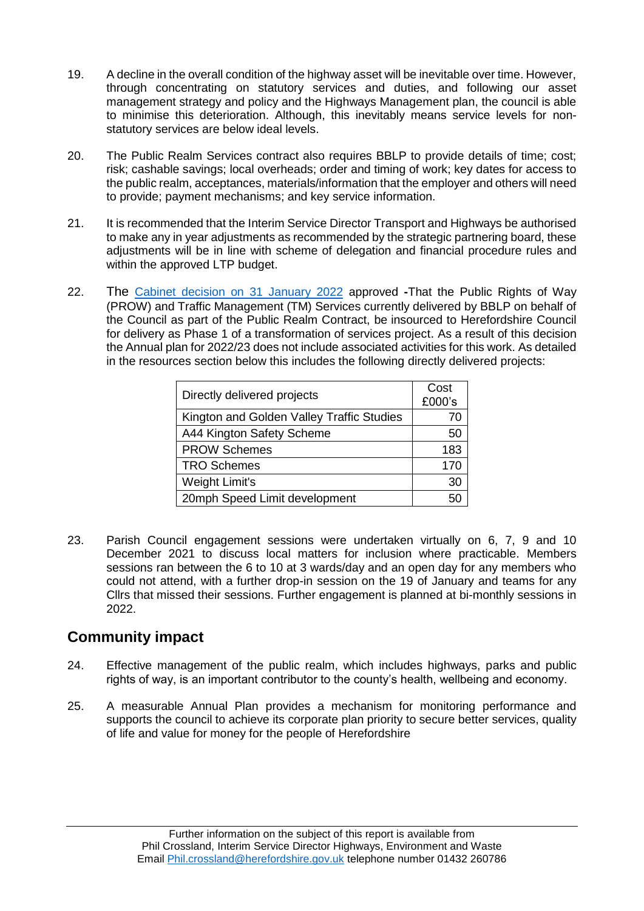19. A decline in the overall condition of the highway asset will be inevitable over time. However, through concentrating on statutory services and duties, and following our asset management strategy and policy and the Highways Management plan, the council is able to minimise this deterioration. Although, this inevitably means service levels for non-statutory services are below ideal levels.

20. The Public Realm Services contract also requires BBLP to provide details of time; cost; risk; cashable savings; local overheads; order and timing of work; key dates for access to the public realm, acceptances, materials/information that the employer and others will need to provide; payment mechanisms; and key service information.

21. It is recommended that the Interim Service Director Transport and Highways be authorised to make any in year adjustments as recommended by the strategic partnering board, these adjustments will be in line with scheme of delegation and financial procedure rules and within the approved LTP budget.

22. The [Cabinet decision on 31 January 2022](#) approved **-**That the Public Rights of Way (PROW) and Traffic Management (TM) Services currently delivered by BBLP on behalf of the Council as part of the Public Realm Contract, be insourced to Herefordshire Council for delivery as Phase 1 of a transformation of services project. As a result of this decision the Annual plan for 2022/23 does not include associated activities for this work. As detailed in the resources section below this includes the following directly delivered projects:

| Directly delivered projects | Cost £000's |
|---|---|
| Kington and Golden Valley Traffic Studies | 70 |
| A44 Kington Safety Scheme | 50 |
| PROW Schemes | 183 |
| TRO Schemes | 170 |
| Weight Limit's | 30 |
| 20mph Speed Limit development | 50 |

23. Parish Council engagement sessions were undertaken virtually on 6, 7, 9 and 10 December 2021 to discuss local matters for inclusion where practicable. Members sessions ran between the 6 to 10 at 3 wards/day and an open day for any members who could not attend, with a further drop-in session on the 19 of January and teams for any Cllrs that missed their sessions. Further engagement is planned at bi-monthly sessions in 2022.

## Community impact

24. Effective management of the public realm, which includes highways, parks and public rights of way, is an important contributor to the county's health, wellbeing and economy.

25. A measurable Annual Plan provides a mechanism for monitoring performance and supports the council to achieve its corporate plan priority to secure better services, quality of life and value for money for the people of Herefordshire

Further information on the subject of this report is available from
Phil Crossland, Interim Service Director Highways, Environment and Waste
Email Phil.crossland@herefordshire.gov.uk telephone number 01432 260786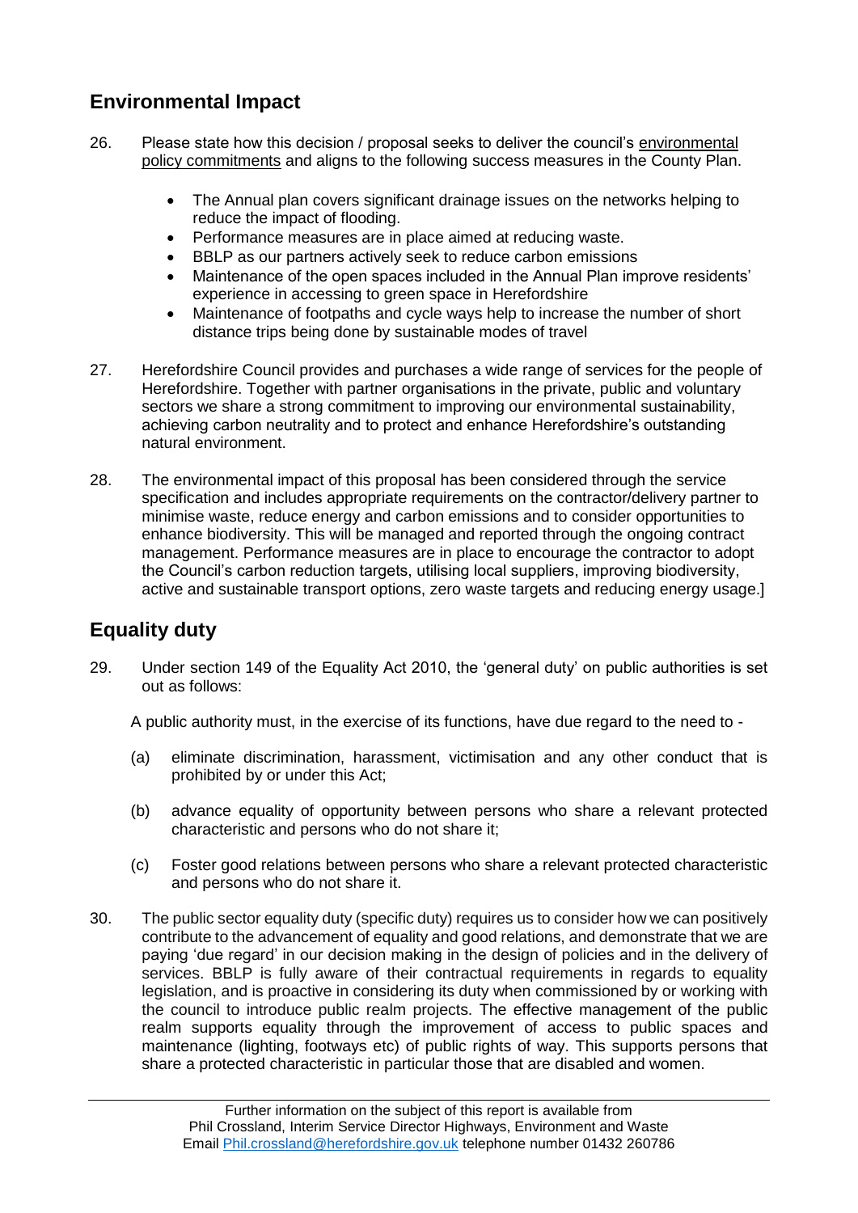## Environmental Impact

26. Please state how this decision / proposal seeks to deliver the council's environmental policy commitments and aligns to the following success measures in the County Plan.

    - The Annual plan covers significant drainage issues on the networks helping to reduce the impact of flooding.
    - Performance measures are in place aimed at reducing waste.
    - BBLP as our partners actively seek to reduce carbon emissions
    - Maintenance of the open spaces included in the Annual Plan improve residents' experience in accessing to green space in Herefordshire
    - Maintenance of footpaths and cycle ways help to increase the number of short distance trips being done by sustainable modes of travel

27. Herefordshire Council provides and purchases a wide range of services for the people of Herefordshire. Together with partner organisations in the private, public and voluntary sectors we share a strong commitment to improving our environmental sustainability, achieving carbon neutrality and to protect and enhance Herefordshire's outstanding natural environment.

28. The environmental impact of this proposal has been considered through the service specification and includes appropriate requirements on the contractor/delivery partner to minimise waste, reduce energy and carbon emissions and to consider opportunities to enhance biodiversity. This will be managed and reported through the ongoing contract management. Performance measures are in place to encourage the contractor to adopt the Council's carbon reduction targets, utilising local suppliers, improving biodiversity, active and sustainable transport options, zero waste targets and reducing energy usage.]

## Equality duty

29. Under section 149 of the Equality Act 2010, the 'general duty' on public authorities is set out as follows:

    A public authority must, in the exercise of its functions, have due regard to the need to -

    (a) eliminate discrimination, harassment, victimisation and any other conduct that is prohibited by or under this Act;

    (b) advance equality of opportunity between persons who share a relevant protected characteristic and persons who do not share it;

    (c) Foster good relations between persons who share a relevant protected characteristic and persons who do not share it.

30. The public sector equality duty (specific duty) requires us to consider how we can positively contribute to the advancement of equality and good relations, and demonstrate that we are paying 'due regard' in our decision making in the design of policies and in the delivery of services. BBLP is fully aware of their contractual requirements in regards to equality legislation, and is proactive in considering its duty when commissioned by or working with the council to introduce public realm projects. The effective management of the public realm supports equality through the improvement of access to public spaces and maintenance (lighting, footways etc) of public rights of way. This supports persons that share a protected characteristic in particular those that are disabled and women.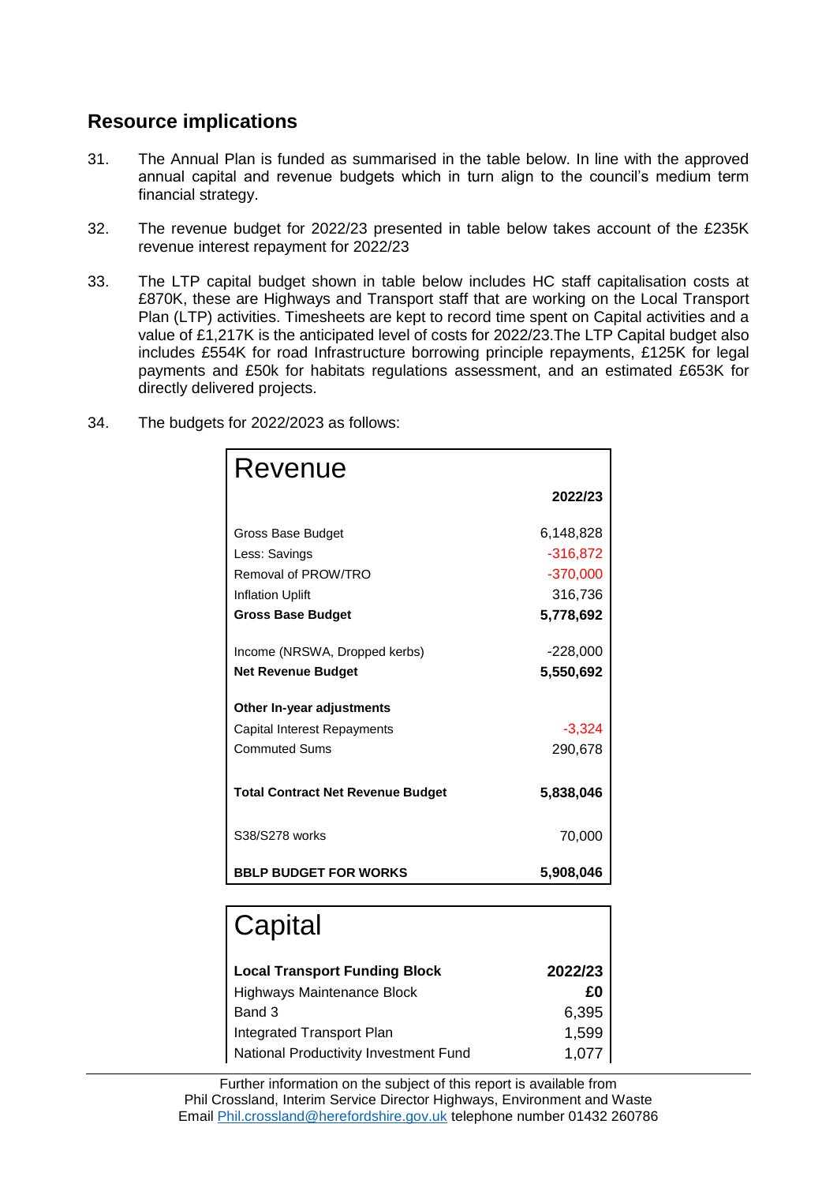## Resource implications

31. The Annual Plan is funded as summarised in the table below. In line with the approved annual capital and revenue budgets which in turn align to the council's medium term financial strategy.

32. The revenue budget for 2022/23 presented in table below takes account of the £235K revenue interest repayment for 2022/23

33. The LTP capital budget shown in table below includes HC staff capitalisation costs at £870K, these are Highways and Transport staff that are working on the Local Transport Plan (LTP) activities. Timesheets are kept to record time spent on Capital activities and a value of £1,217K is the anticipated level of costs for 2022/23.The LTP Capital budget also includes £554K for road Infrastructure borrowing principle repayments, £125K for legal payments and £50k for habitats regulations assessment, and an estimated £653K for directly delivered projects.

34. The budgets for 2022/2023 as follows:

| Revenue | 2022/23 |
|---|---|
| Gross Base Budget | 6,148,828 |
| Less: Savings | -316,872 |
| Removal of PROW/TRO | -370,000 |
| Inflation Uplift | 316,736 |
| **Gross Base Budget** | **5,778,692** |
| Income (NRSWA, Dropped kerbs) | -228,000 |
| **Net Revenue Budget** | **5,550,692** |
| **Other In-year adjustments** | |
| Capital Interest Repayments | -3,324 |
| Commuted Sums | 290,678 |
| **Total Contract Net Revenue Budget** | **5,838,046** |
| S38/S278 works | 70,000 |
| **BBLP BUDGET FOR WORKS** | **5,908,046** |

| Capital | |
|---|---|
| **Local Transport Funding Block** | **2022/23** |
| Highways Maintenance Block | **£0** |
| Band 3 | 6,395 |
| Integrated Transport Plan | 1,599 |
| National Productivity Investment Fund | 1,077 |

Further information on the subject of this report is available from
Phil Crossland, Interim Service Director Highways, Environment and Waste
Email Phil.crossland@herefordshire.gov.uk telephone number 01432 260786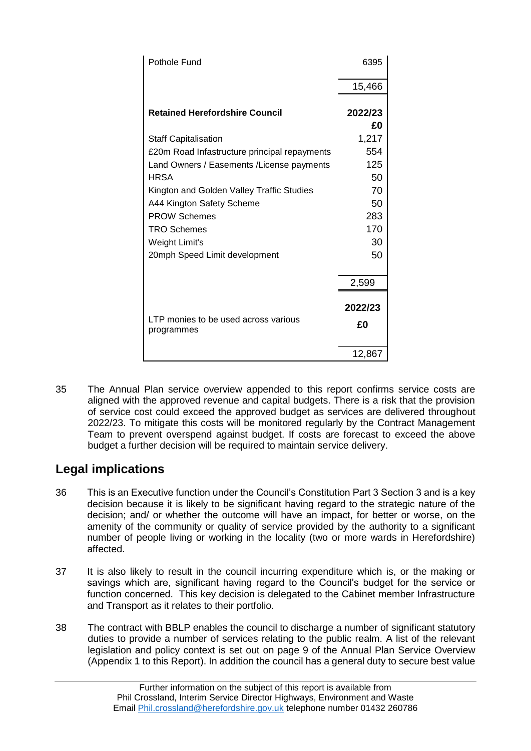| Pothole Fund | 6395 |
| --- | --- |
| | 15,466 |
| **Retained Herefordshire Council** | **2022/23 £0** |
| Staff Capitalisation | 1,217 |
| £20m Road Infastructure principal repayments | 554 |
| Land Owners / Easements /License payments | 125 |
| HRSA | 50 |
| Kington and Golden Valley Traffic Studies | 70 |
| A44 Kington Safety Scheme | 50 |
| PROW Schemes | 283 |
| TRO Schemes | 170 |
| Weight Limit's | 30 |
| 20mph Speed Limit development | 50 |
| | 2,599 |
| LTP monies to be used across various programmes | **2022/23 £0** |
| | 12,867 |

35 The Annual Plan service overview appended to this report confirms service costs are aligned with the approved revenue and capital budgets. There is a risk that the provision of service cost could exceed the approved budget as services are delivered throughout 2022/23. To mitigate this costs will be monitored regularly by the Contract Management Team to prevent overspend against budget. If costs are forecast to exceed the above budget a further decision will be required to maintain service delivery.

## Legal implications

36 This is an Executive function under the Council's Constitution Part 3 Section 3 and is a key decision because it is likely to be significant having regard to the strategic nature of the decision; and/ or whether the outcome will have an impact, for better or worse, on the amenity of the community or quality of service provided by the authority to a significant number of people living or working in the locality (two or more wards in Herefordshire) affected.

37 It is also likely to result in the council incurring expenditure which is, or the making or savings which are, significant having regard to the Council's budget for the service or function concerned. This key decision is delegated to the Cabinet member Infrastructure and Transport as it relates to their portfolio.

38 The contract with BBLP enables the council to discharge a number of significant statutory duties to provide a number of services relating to the public realm. A list of the relevant legislation and policy context is set out on page 9 of the Annual Plan Service Overview (Appendix 1 to this Report). In addition the council has a general duty to secure best value

Further information on the subject of this report is available from
Phil Crossland, Interim Service Director Highways, Environment and Waste
Email Phil.crossland@herefordshire.gov.uk telephone number 01432 260786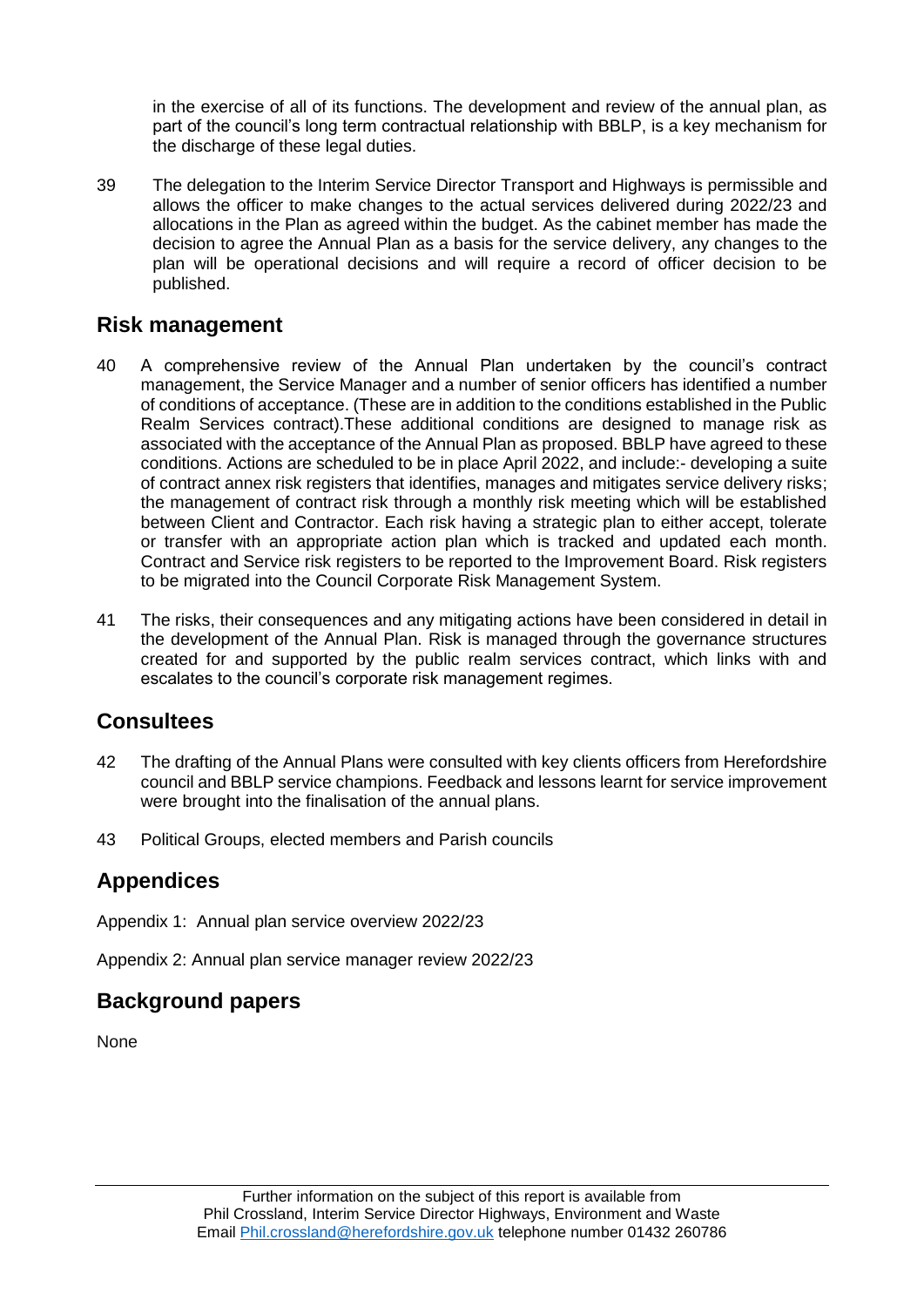in the exercise of all of its functions. The development and review of the annual plan, as part of the council's long term contractual relationship with BBLP, is a key mechanism for the discharge of these legal duties.

39 The delegation to the Interim Service Director Transport and Highways is permissible and allows the officer to make changes to the actual services delivered during 2022/23 and allocations in the Plan as agreed within the budget. As the cabinet member has made the decision to agree the Annual Plan as a basis for the service delivery, any changes to the plan will be operational decisions and will require a record of officer decision to be published.

## Risk management

40 A comprehensive review of the Annual Plan undertaken by the council's contract management, the Service Manager and a number of senior officers has identified a number of conditions of acceptance. (These are in addition to the conditions established in the Public Realm Services contract).These additional conditions are designed to manage risk as associated with the acceptance of the Annual Plan as proposed. BBLP have agreed to these conditions. Actions are scheduled to be in place April 2022, and include:- developing a suite of contract annex risk registers that identifies, manages and mitigates service delivery risks; the management of contract risk through a monthly risk meeting which will be established between Client and Contractor. Each risk having a strategic plan to either accept, tolerate or transfer with an appropriate action plan which is tracked and updated each month. Contract and Service risk registers to be reported to the Improvement Board. Risk registers to be migrated into the Council Corporate Risk Management System.

41 The risks, their consequences and any mitigating actions have been considered in detail in the development of the Annual Plan. Risk is managed through the governance structures created for and supported by the public realm services contract, which links with and escalates to the council's corporate risk management regimes.

## Consultees

42 The drafting of the Annual Plans were consulted with key clients officers from Herefordshire council and BBLP service champions. Feedback and lessons learnt for service improvement were brought into the finalisation of the annual plans.

43 Political Groups, elected members and Parish councils

## Appendices

Appendix 1: Annual plan service overview 2022/23

Appendix 2: Annual plan service manager review 2022/23

## Background papers

None

Further information on the subject of this report is available from
Phil Crossland, Interim Service Director Highways, Environment and Waste
Email Phil.crossland@herefordshire.gov.uk telephone number 01432 260786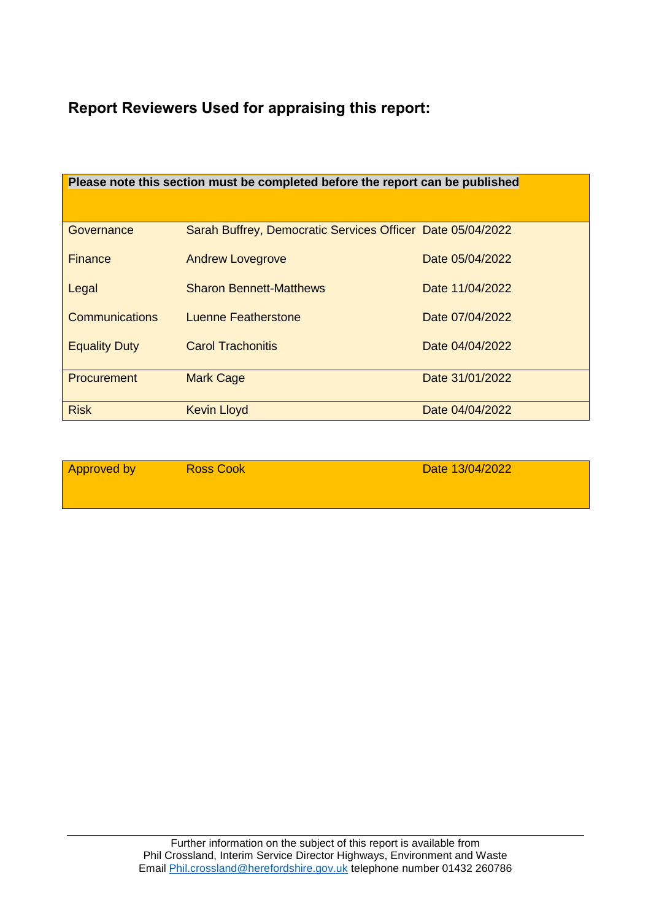## Report Reviewers Used for appraising this report:

| | | |
|---|---|---|
| **Please note this section must be completed before the report can be published** | | |
| Governance | Sarah Buffrey, Democratic Services Officer | Date 05/04/2022 |
| Finance | Andrew Lovegrove | Date 05/04/2022 |
| Legal | Sharon Bennett-Matthews | Date 11/04/2022 |
| Communications | Luenne Featherstone | Date 07/04/2022 |
| Equality Duty | Carol Trachonitis | Date 04/04/2022 |
| Procurement | Mark Cage | Date 31/01/2022 |
| Risk | Kevin Lloyd | Date 04/04/2022 |

| | | |
|---|---|---|
| Approved by | Ross Cook | Date 13/04/2022 |

Further information on the subject of this report is available from
Phil Crossland, Interim Service Director Highways, Environment and Waste
Email Phil.crossland@herefordshire.gov.uk telephone number 01432 260786